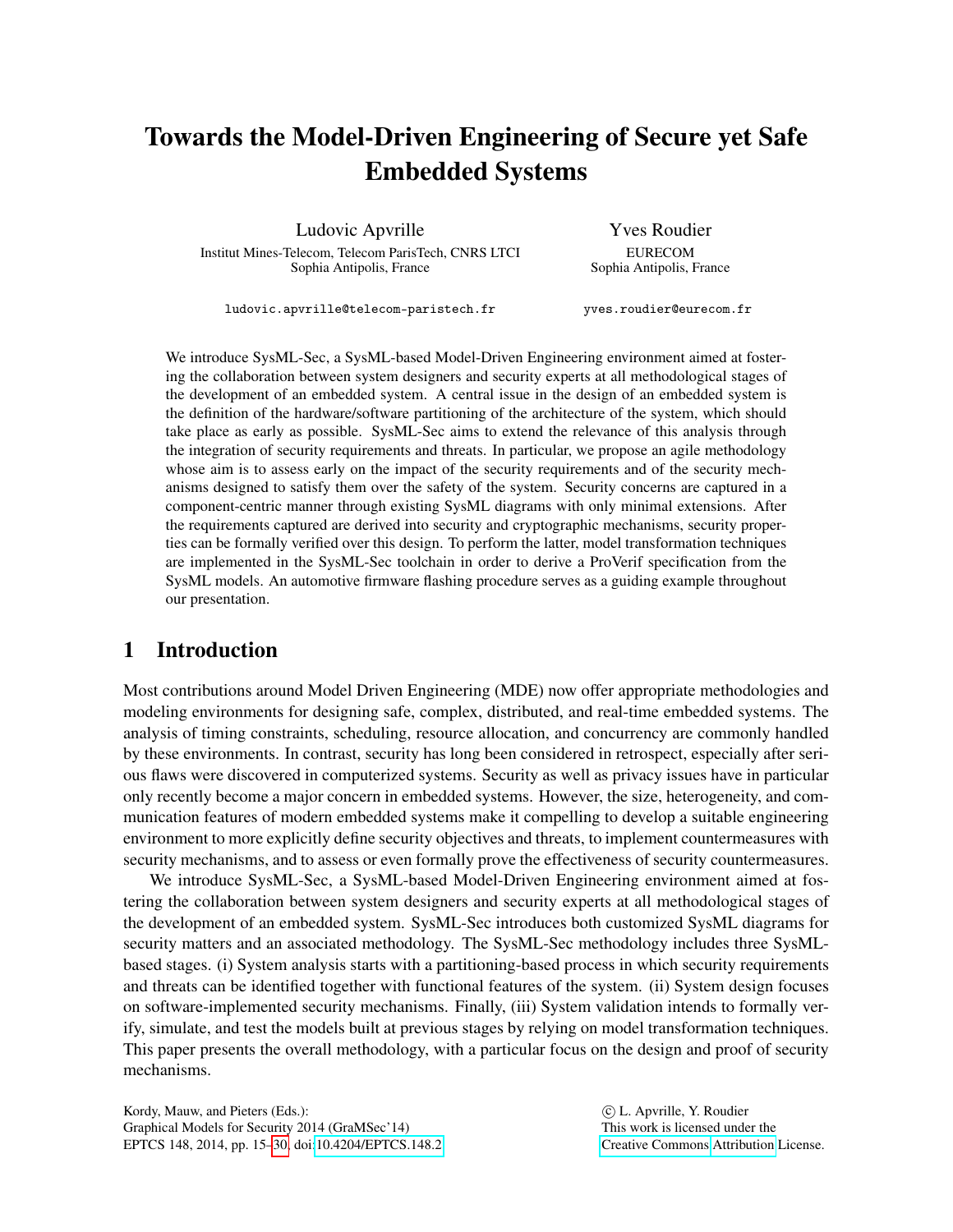# Towards the Model-Driven Engineering of Secure yet Safe Embedded Systems

Ludovic Apvrille
Institut Mines-Telecom, Telecom ParisTech, CNRS LTCI
Sophia Antipolis, France

ludovic.apvrille@telecom-paristech.fr

Yves Roudier
EURECOM
Sophia Antipolis, France

yves.roudier@eurecom.fr

We introduce SysML-Sec, a SysML-based Model-Driven Engineering environment aimed at fostering the collaboration between system designers and security experts at all methodological stages of the development of an embedded system. A central issue in the design of an embedded system is the definition of the hardware/software partitioning of the architecture of the system, which should take place as early as possible. SysML-Sec aims to extend the relevance of this analysis through the integration of security requirements and threats. In particular, we propose an agile methodology whose aim is to assess early on the impact of the security requirements and of the security mechanisms designed to satisfy them over the safety of the system. Security concerns are captured in a component-centric manner through existing SysML diagrams with only minimal extensions. After the requirements captured are derived into security and cryptographic mechanisms, security properties can be formally verified over this design. To perform the latter, model transformation techniques are implemented in the SysML-Sec toolchain in order to derive a ProVerif specification from the SysML models. An automotive firmware flashing procedure serves as a guiding example throughout our presentation.

## 1 Introduction

Most contributions around Model Driven Engineering (MDE) now offer appropriate methodologies and modeling environments for designing safe, complex, distributed, and real-time embedded systems. The analysis of timing constraints, scheduling, resource allocation, and concurrency are commonly handled by these environments. In contrast, security has long been considered in retrospect, especially after serious flaws were discovered in computerized systems. Security as well as privacy issues have in particular only recently become a major concern in embedded systems. However, the size, heterogeneity, and communication features of modern embedded systems make it compelling to develop a suitable engineering environment to more explicitly define security objectives and threats, to implement countermeasures with security mechanisms, and to assess or even formally prove the effectiveness of security countermeasures.

We introduce SysML-Sec, a SysML-based Model-Driven Engineering environment aimed at fostering the collaboration between system designers and security experts at all methodological stages of the development of an embedded system. SysML-Sec introduces both customized SysML diagrams for security matters and an associated methodology. The SysML-Sec methodology includes three SysML-based stages. (i) System analysis starts with a partitioning-based process in which security requirements and threats can be identified together with functional features of the system. (ii) System design focuses on software-implemented security mechanisms. Finally, (iii) System validation intends to formally verify, simulate, and test the models built at previous stages by relying on model transformation techniques. This paper presents the overall methodology, with a particular focus on the design and proof of security mechanisms.

Kordy, Mauw, and Pieters (Eds.):
Graphical Models for Security 2014 (GraMSec'14)
EPTCS 148, 2014, pp. 15–30, doi:10.4204/EPTCS.148.2

© L. Apvrille, Y. Roudier
This work is licensed under the
Creative Commons Attribution License.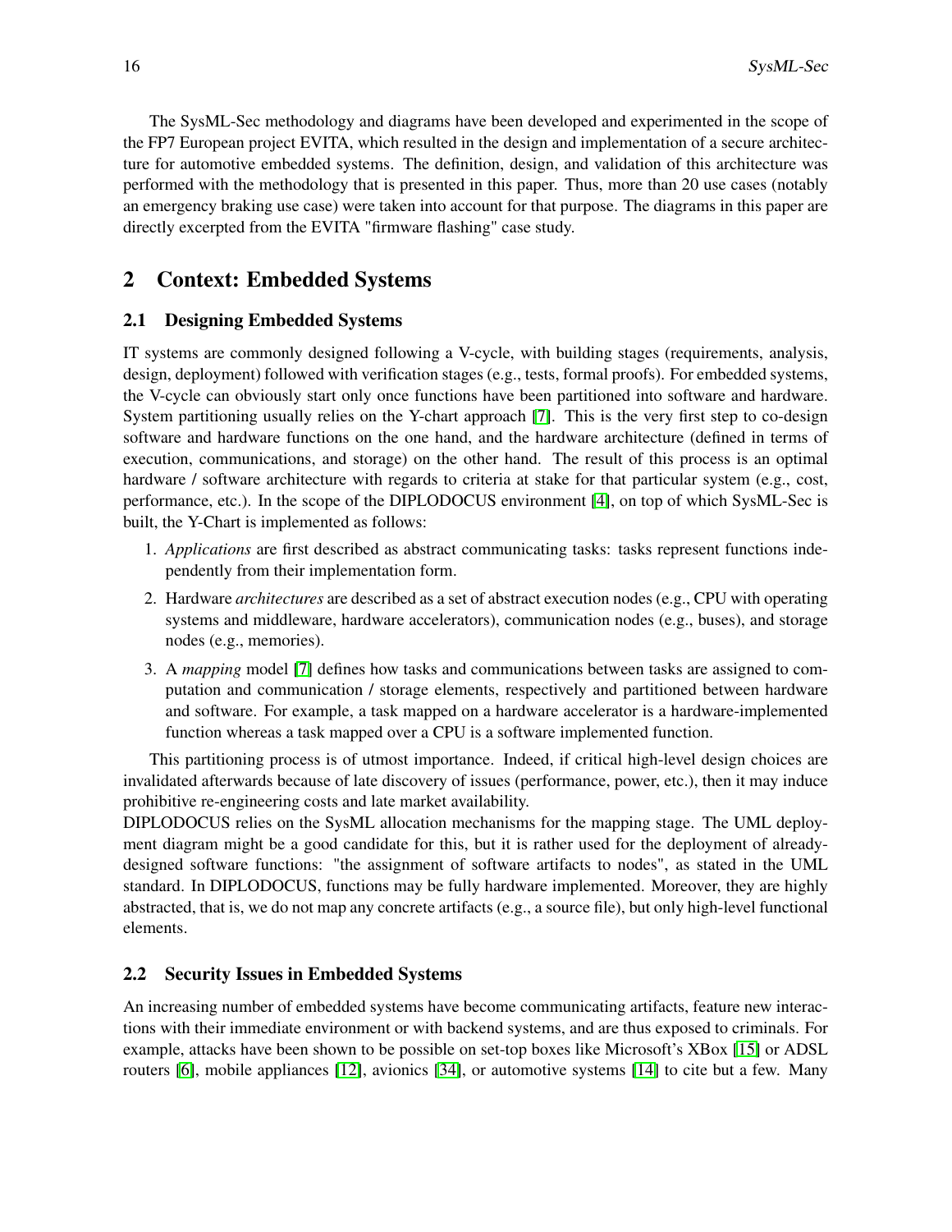The SysML-Sec methodology and diagrams have been developed and experimented in the scope of the FP7 European project EVITA, which resulted in the design and implementation of a secure architecture for automotive embedded systems. The definition, design, and validation of this architecture was performed with the methodology that is presented in this paper. Thus, more than 20 use cases (notably an emergency braking use case) were taken into account for that purpose. The diagrams in this paper are directly excerpted from the EVITA "firmware flashing" case study.

## 2 Context: Embedded Systems

### 2.1 Designing Embedded Systems

IT systems are commonly designed following a V-cycle, with building stages (requirements, analysis, design, deployment) followed with verification stages (e.g., tests, formal proofs). For embedded systems, the V-cycle can obviously start only once functions have been partitioned into software and hardware. System partitioning usually relies on the Y-chart approach [7]. This is the very first step to co-design software and hardware functions on the one hand, and the hardware architecture (defined in terms of execution, communications, and storage) on the other hand. The result of this process is an optimal hardware / software architecture with regards to criteria at stake for that particular system (e.g., cost, performance, etc.). In the scope of the DIPLODOCUS environment [4], on top of which SysML-Sec is built, the Y-Chart is implemented as follows:

1. *Applications* are first described as abstract communicating tasks: tasks represent functions independently from their implementation form.
2. Hardware *architectures* are described as a set of abstract execution nodes (e.g., CPU with operating systems and middleware, hardware accelerators), communication nodes (e.g., buses), and storage nodes (e.g., memories).
3. A *mapping* model [7] defines how tasks and communications between tasks are assigned to computation and communication / storage elements, respectively and partitioned between hardware and software. For example, a task mapped on a hardware accelerator is a hardware-implemented function whereas a task mapped over a CPU is a software implemented function.

This partitioning process is of utmost importance. Indeed, if critical high-level design choices are invalidated afterwards because of late discovery of issues (performance, power, etc.), then it may induce prohibitive re-engineering costs and late market availability.

DIPLODOCUS relies on the SysML allocation mechanisms for the mapping stage. The UML deployment diagram might be a good candidate for this, but it is rather used for the deployment of already-designed software functions: "the assignment of software artifacts to nodes", as stated in the UML standard. In DIPLODOCUS, functions may be fully hardware implemented. Moreover, they are highly abstracted, that is, we do not map any concrete artifacts (e.g., a source file), but only high-level functional elements.

### 2.2 Security Issues in Embedded Systems

An increasing number of embedded systems have become communicating artifacts, feature new interactions with their immediate environment or with backend systems, and are thus exposed to criminals. For example, attacks have been shown to be possible on set-top boxes like Microsoft's XBox [15] or ADSL routers [6], mobile appliances [12], avionics [34], or automotive systems [14] to cite but a few. Many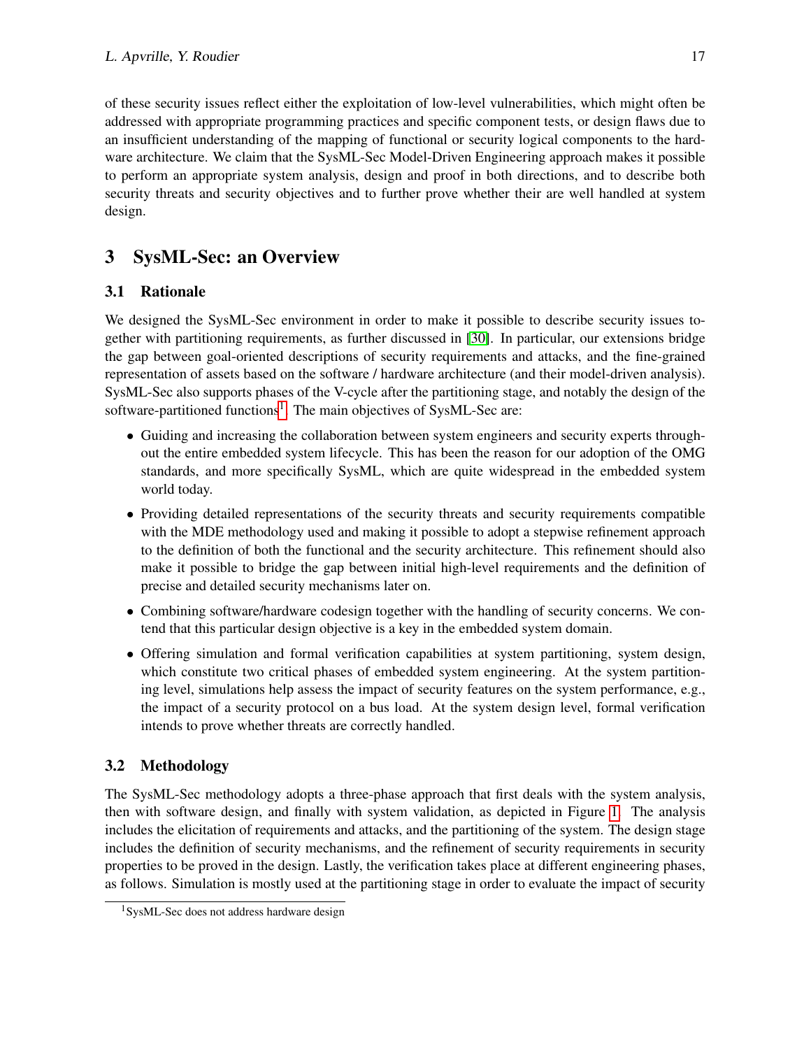of these security issues reflect either the exploitation of low-level vulnerabilities, which might often be addressed with appropriate programming practices and specific component tests, or design flaws due to an insufficient understanding of the mapping of functional or security logical components to the hardware architecture. We claim that the SysML-Sec Model-Driven Engineering approach makes it possible to perform an appropriate system analysis, design and proof in both directions, and to describe both security threats and security objectives and to further prove whether their are well handled at system design.

## 3 SysML-Sec: an Overview

### 3.1 Rationale

We designed the SysML-Sec environment in order to make it possible to describe security issues together with partitioning requirements, as further discussed in [30]. In particular, our extensions bridge the gap between goal-oriented descriptions of security requirements and attacks, and the fine-grained representation of assets based on the software / hardware architecture (and their model-driven analysis). SysML-Sec also supports phases of the V-cycle after the partitioning stage, and notably the design of the software-partitioned functions[1]. The main objectives of SysML-Sec are:

- Guiding and increasing the collaboration between system engineers and security experts throughout the entire embedded system lifecycle. This has been the reason for our adoption of the OMG standards, and more specifically SysML, which are quite widespread in the embedded system world today.
- Providing detailed representations of the security threats and security requirements compatible with the MDE methodology used and making it possible to adopt a stepwise refinement approach to the definition of both the functional and the security architecture. This refinement should also make it possible to bridge the gap between initial high-level requirements and the definition of precise and detailed security mechanisms later on.
- Combining software/hardware codesign together with the handling of security concerns. We contend that this particular design objective is a key in the embedded system domain.
- Offering simulation and formal verification capabilities at system partitioning, system design, which constitute two critical phases of embedded system engineering. At the system partitioning level, simulations help assess the impact of security features on the system performance, e.g., the impact of a security protocol on a bus load. At the system design level, formal verification intends to prove whether threats are correctly handled.

### 3.2 Methodology

The SysML-Sec methodology adopts a three-phase approach that first deals with the system analysis, then with software design, and finally with system validation, as depicted in Figure 1. The analysis includes the elicitation of requirements and attacks, and the partitioning of the system. The design stage includes the definition of security mechanisms, and the refinement of security requirements in security properties to be proved in the design. Lastly, the verification takes place at different engineering phases, as follows. Simulation is mostly used at the partitioning stage in order to evaluate the impact of security

[1] SysML-Sec does not address hardware design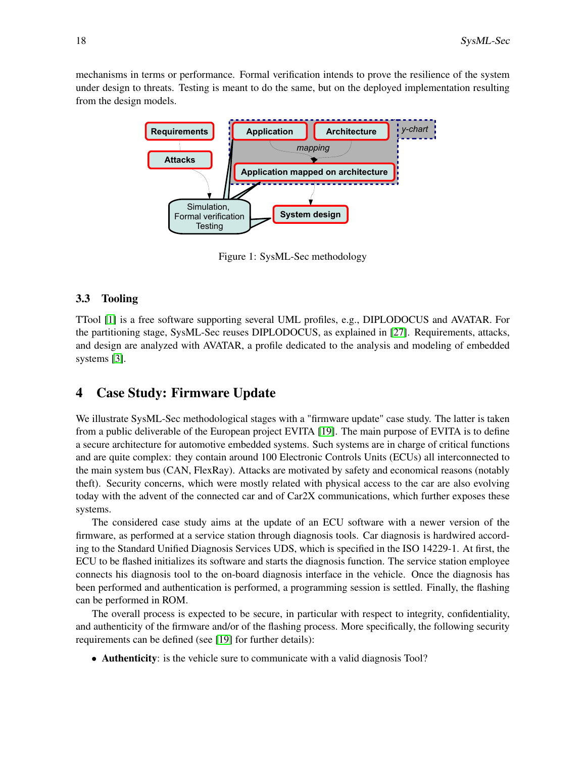mechanisms in terms or performance. Formal verification intends to prove the resilience of the system under design to threats. Testing is meant to do the same, but on the deployed implementation resulting from the design models.

Figure 1: SysML-Sec methodology

### 3.3 Tooling

TTool [1] is a free software supporting several UML profiles, e.g., DIPLODOCUS and AVATAR. For the partitioning stage, SysML-Sec reuses DIPLODOCUS, as explained in [27]. Requirements, attacks, and design are analyzed with AVATAR, a profile dedicated to the analysis and modeling of embedded systems [3].

## 4 Case Study: Firmware Update

We illustrate SysML-Sec methodological stages with a "firmware update" case study. The latter is taken from a public deliverable of the European project EVITA [19]. The main purpose of EVITA is to define a secure architecture for automotive embedded systems. Such systems are in charge of critical functions and are quite complex: they contain around 100 Electronic Controls Units (ECUs) all interconnected to the main system bus (CAN, FlexRay). Attacks are motivated by safety and economical reasons (notably theft). Security concerns, which were mostly related with physical access to the car are also evolving today with the advent of the connected car and of Car2X communications, which further exposes these systems.

The considered case study aims at the update of an ECU software with a newer version of the firmware, as performed at a service station through diagnosis tools. Car diagnosis is hardwired according to the Standard Unified Diagnosis Services UDS, which is specified in the ISO 14229-1. At first, the ECU to be flashed initializes its software and starts the diagnosis function. The service station employee connects his diagnosis tool to the on-board diagnosis interface in the vehicle. Once the diagnosis has been performed and authentication is performed, a programming session is settled. Finally, the flashing can be performed in ROM.

The overall process is expected to be secure, in particular with respect to integrity, confidentiality, and authenticity of the firmware and/or of the flashing process. More specifically, the following security requirements can be defined (see [19] for further details):

- **Authenticity**: is the vehicle sure to communicate with a valid diagnosis Tool?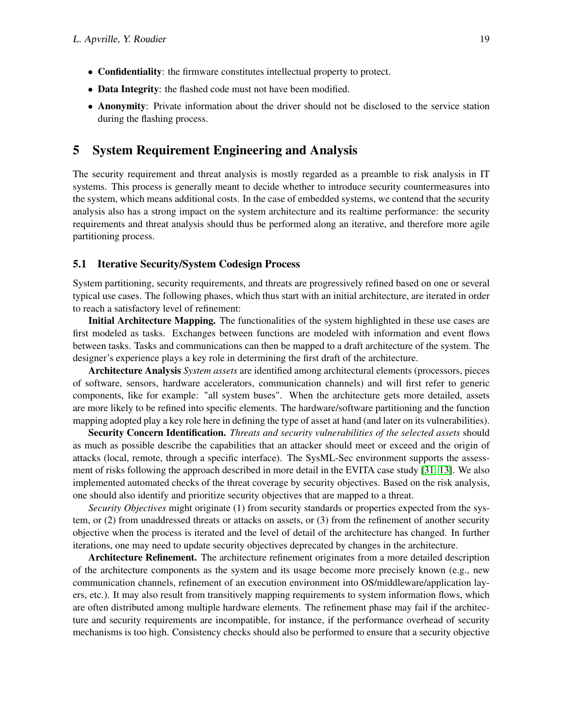- **Confidentiality**: the firmware constitutes intellectual property to protect.
- **Data Integrity**: the flashed code must not have been modified.
- **Anonymity**: Private information about the driver should not be disclosed to the service station during the flashing process.

# 5 System Requirement Engineering and Analysis

The security requirement and threat analysis is mostly regarded as a preamble to risk analysis in IT systems. This process is generally meant to decide whether to introduce security countermeasures into the system, which means additional costs. In the case of embedded systems, we contend that the security analysis also has a strong impact on the system architecture and its realtime performance: the security requirements and threat analysis should thus be performed along an iterative, and therefore more agile partitioning process.

## 5.1 Iterative Security/System Codesign Process

System partitioning, security requirements, and threats are progressively refined based on one or several typical use cases. The following phases, which thus start with an initial architecture, are iterated in order to reach a satisfactory level of refinement:

**Initial Architecture Mapping.** The functionalities of the system highlighted in these use cases are first modeled as tasks. Exchanges between functions are modeled with information and event flows between tasks. Tasks and communications can then be mapped to a draft architecture of the system. The designer's experience plays a key role in determining the first draft of the architecture.

**Architecture Analysis** *System assets* are identified among architectural elements (processors, pieces of software, sensors, hardware accelerators, communication channels) and will first refer to generic components, like for example: "all system buses". When the architecture gets more detailed, assets are more likely to be refined into specific elements. The hardware/software partitioning and the function mapping adopted play a key role here in defining the type of asset at hand (and later on its vulnerabilities).

**Security Concern Identification.** *Threats and security vulnerabilities of the selected assets* should as much as possible describe the capabilities that an attacker should meet or exceed and the origin of attacks (local, remote, through a specific interface). The SysML-Sec environment supports the assessment of risks following the approach described in more detail in the EVITA case study [31, 13]. We also implemented automated checks of the threat coverage by security objectives. Based on the risk analysis, one should also identify and prioritize security objectives that are mapped to a threat.

*Security Objectives* might originate (1) from security standards or properties expected from the system, or (2) from unaddressed threats or attacks on assets, or (3) from the refinement of another security objective when the process is iterated and the level of detail of the architecture has changed. In further iterations, one may need to update security objectives deprecated by changes in the architecture.

**Architecture Refinement.** The architecture refinement originates from a more detailed description of the architecture components as the system and its usage become more precisely known (e.g., new communication channels, refinement of an execution environment into OS/middleware/application layers, etc.). It may also result from transitively mapping requirements to system information flows, which are often distributed among multiple hardware elements. The refinement phase may fail if the architecture and security requirements are incompatible, for instance, if the performance overhead of security mechanisms is too high. Consistency checks should also be performed to ensure that a security objective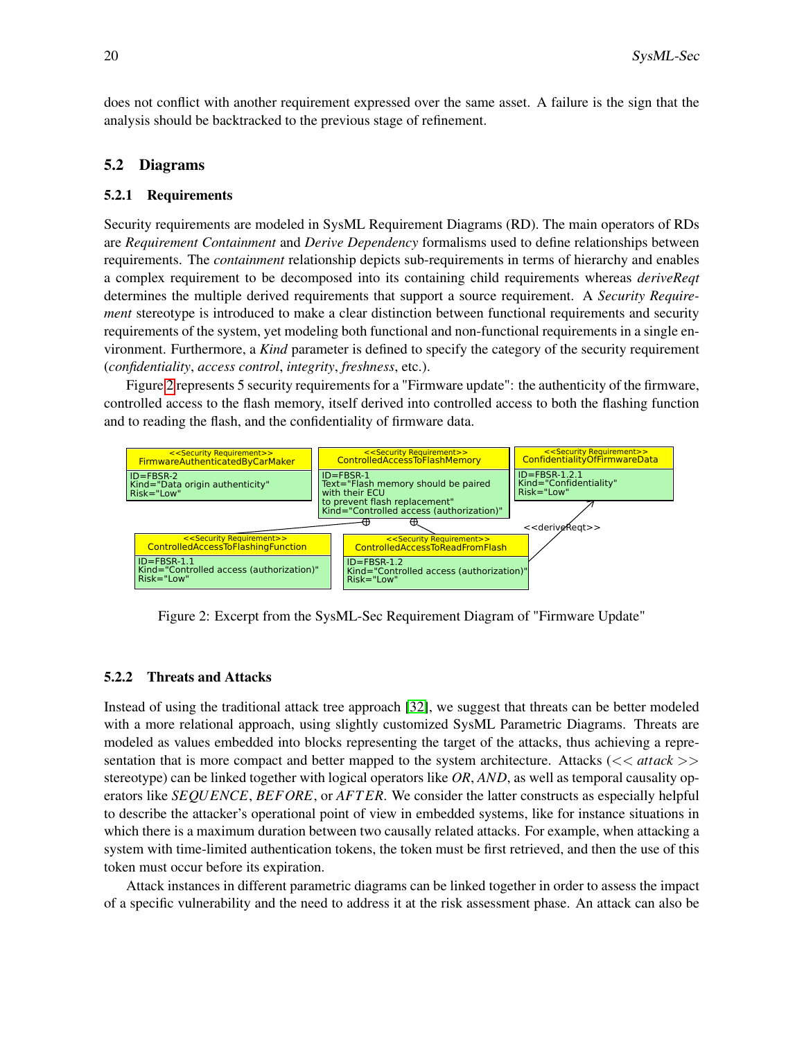does not conflict with another requirement expressed over the same asset. A failure is the sign that the analysis should be backtracked to the previous stage of refinement.

## 5.2 Diagrams

### 5.2.1 Requirements

Security requirements are modeled in SysML Requirement Diagrams (RD). The main operators of RDs are *Requirement Containment* and *Derive Dependency* formalisms used to define relationships between requirements. The *containment* relationship depicts sub-requirements in terms of hierarchy and enables a complex requirement to be decomposed into its containing child requirements whereas *deriveReqt* determines the multiple derived requirements that support a source requirement. A *Security Requirement* stereotype is introduced to make a clear distinction between functional requirements and security requirements of the system, yet modeling both functional and non-functional requirements in a single environment. Furthermore, a *Kind* parameter is defined to specify the category of the security requirement (*confidentiality*, *access control*, *integrity*, *freshness*, etc.).

Figure 2 represents 5 security requirements for a "Firmware update": the authenticity of the firmware, controlled access to the flash memory, itself derived into controlled access to both the flashing function and to reading the flash, and the confidentiality of firmware data.

Figure 2: Excerpt from the SysML-Sec Requirement Diagram of "Firmware Update"

### 5.2.2 Threats and Attacks

Instead of using the traditional attack tree approach [32], we suggest that threats can be better modeled with a more relational approach, using slightly customized SysML Parametric Diagrams. Threats are modeled as values embedded into blocks representing the target of the attacks, thus achieving a representation that is more compact and better mapped to the system architecture. Attacks ($<<attack>>$ stereotype) can be linked together with logical operators like *OR*, *AND*, as well as temporal causality operators like $SEQUENCE$, $BEFORE$, or $AFTER$. We consider the latter constructs as especially helpful to describe the attacker's operational point of view in embedded systems, like for instance situations in which there is a maximum duration between two causally related attacks. For example, when attacking a system with time-limited authentication tokens, the token must be first retrieved, and then the use of this token must occur before its expiration.

Attack instances in different parametric diagrams can be linked together in order to assess the impact of a specific vulnerability and the need to address it at the risk assessment phase. An attack can also be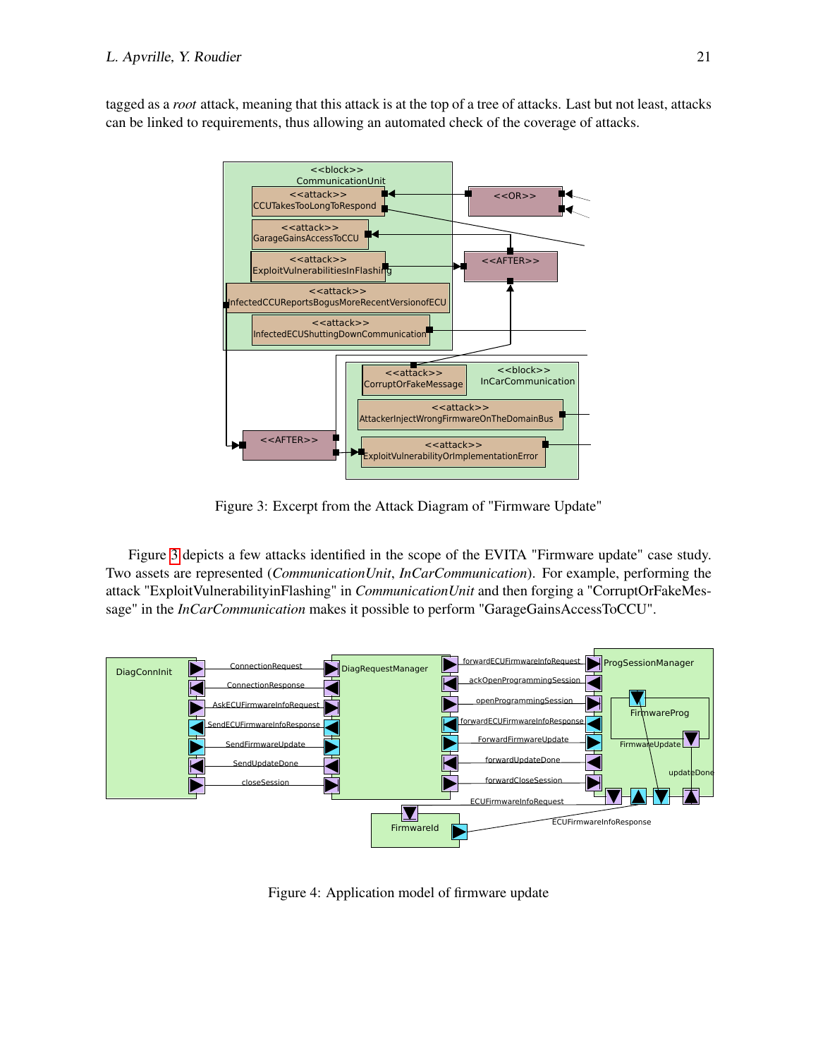tagged as a *root* attack, meaning that this attack is at the top of a tree of attacks. Last but not least, attacks can be linked to requirements, thus allowing an automated check of the coverage of attacks.

Figure 3: Excerpt from the Attack Diagram of "Firmware Update"

Figure 3 depicts a few attacks identified in the scope of the EVITA "Firmware update" case study. Two assets are represented (*CommunicationUnit*, *InCarCommunication*). For example, performing the attack "ExploitVulnerabilityinFlashing" in *CommunicationUnit* and then forging a "CorruptOrFakeMessage" in the *InCarCommunication* makes it possible to perform "GarageGainsAccessToCCU".

Figure 4: Application model of firmware update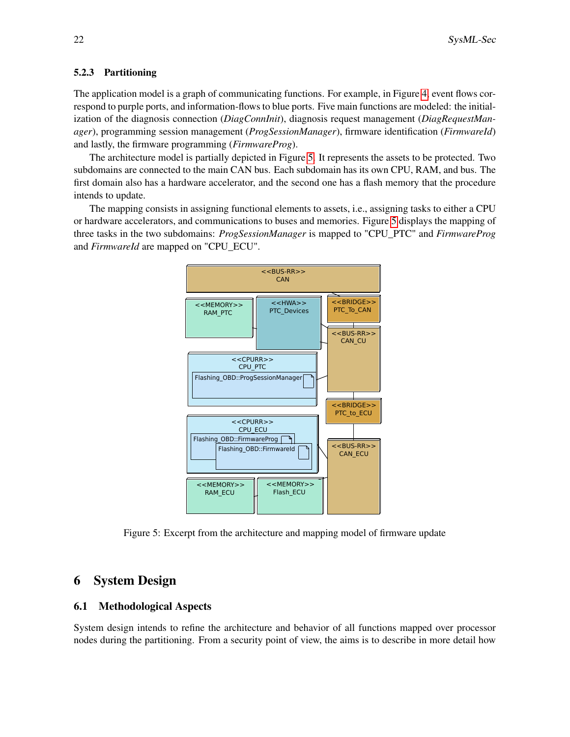### 5.2.3 Partitioning

The application model is a graph of communicating functions. For example, in Figure 4, event flows correspond to purple ports, and information-flows to blue ports. Five main functions are modeled: the initialization of the diagnosis connection (*DiagConnInit*), diagnosis request management (*DiagRequestManager*), programming session management (*ProgSessionManager*), firmware identification (*FirmwareId*) and lastly, the firmware programming (*FirmwareProg*).

The architecture model is partially depicted in Figure 5. It represents the assets to be protected. Two subdomains are connected to the main CAN bus. Each subdomain has its own CPU, RAM, and bus. The first domain also has a hardware accelerator, and the second one has a flash memory that the procedure intends to update.

The mapping consists in assigning functional elements to assets, i.e., assigning tasks to either a CPU or hardware accelerators, and communications to buses and memories. Figure 5 displays the mapping of three tasks in the two subdomains: *ProgSessionManager* is mapped to "CPU_PTC" and *FirmwareProg* and *FirmwareId* are mapped on "CPU_ECU".

Figure 5: Excerpt from the architecture and mapping model of firmware update

## 6 System Design

### 6.1 Methodological Aspects

System design intends to refine the architecture and behavior of all functions mapped over processor nodes during the partitioning. From a security point of view, the aims is to describe in more detail how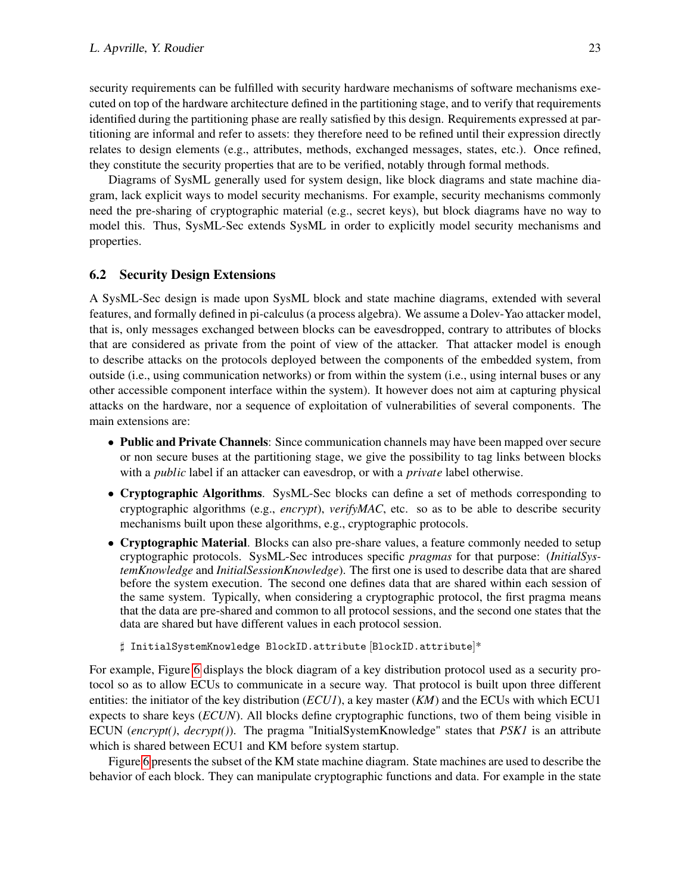security requirements can be fulfilled with security hardware mechanisms of software mechanisms executed on top of the hardware architecture defined in the partitioning stage, and to verify that requirements identified during the partitioning phase are really satisfied by this design. Requirements expressed at partitioning are informal and refer to assets: they therefore need to be refined until their expression directly relates to design elements (e.g., attributes, methods, exchanged messages, states, etc.). Once refined, they constitute the security properties that are to be verified, notably through formal methods.

Diagrams of SysML generally used for system design, like block diagrams and state machine diagram, lack explicit ways to model security mechanisms. For example, security mechanisms commonly need the pre-sharing of cryptographic material (e.g., secret keys), but block diagrams have no way to model this. Thus, SysML-Sec extends SysML in order to explicitly model security mechanisms and properties.

### 6.2 Security Design Extensions

A SysML-Sec design is made upon SysML block and state machine diagrams, extended with several features, and formally defined in pi-calculus (a process algebra). We assume a Dolev-Yao attacker model, that is, only messages exchanged between blocks can be eavesdropped, contrary to attributes of blocks that are considered as private from the point of view of the attacker. That attacker model is enough to describe attacks on the protocols deployed between the components of the embedded system, from outside (i.e., using communication networks) or from within the system (i.e., using internal buses or any other accessible component interface within the system). It however does not aim at capturing physical attacks on the hardware, nor a sequence of exploitation of vulnerabilities of several components. The main extensions are:

- **Public and Private Channels**: Since communication channels may have been mapped over secure or non secure buses at the partitioning stage, we give the possibility to tag links between blocks with a *public* label if an attacker can eavesdrop, or with a *private* label otherwise.
- **Cryptographic Algorithms**. SysML-Sec blocks can define a set of methods corresponding to cryptographic algorithms (e.g., *encrypt*), *verifyMAC*, etc. so as to be able to describe security mechanisms built upon these algorithms, e.g., cryptographic protocols.
- **Cryptographic Material**. Blocks can also pre-share values, a feature commonly needed to setup cryptographic protocols. SysML-Sec introduces specific *pragmas* for that purpose: (*InitialSystemKnowledge* and *InitialSessionKnowledge*). The first one is used to describe data that are shared before the system execution. The second one defines data that are shared within each session of the same system. Typically, when considering a cryptographic protocol, the first pragma means that the data are pre-shared and common to all protocol sessions, and the second one states that the data are shared but have different values in each protocol session.

  ```
  ♯ InitialSystemKnowledge BlockID.attribute [BlockID.attribute]*
  ```

For example, Figure 6 displays the block diagram of a key distribution protocol used as a security protocol so as to allow ECUs to communicate in a secure way. That protocol is built upon three different entities: the initiator of the key distribution (*ECU1*), a key master (*KM*) and the ECUs with which ECU1 expects to share keys (*ECUN*). All blocks define cryptographic functions, two of them being visible in ECUN (*encrypt()*, *decrypt()*). The pragma "InitialSystemKnowledge" states that *PSK1* is an attribute which is shared between ECU1 and KM before system startup.

Figure 6 presents the subset of the KM state machine diagram. State machines are used to describe the behavior of each block. They can manipulate cryptographic functions and data. For example in the state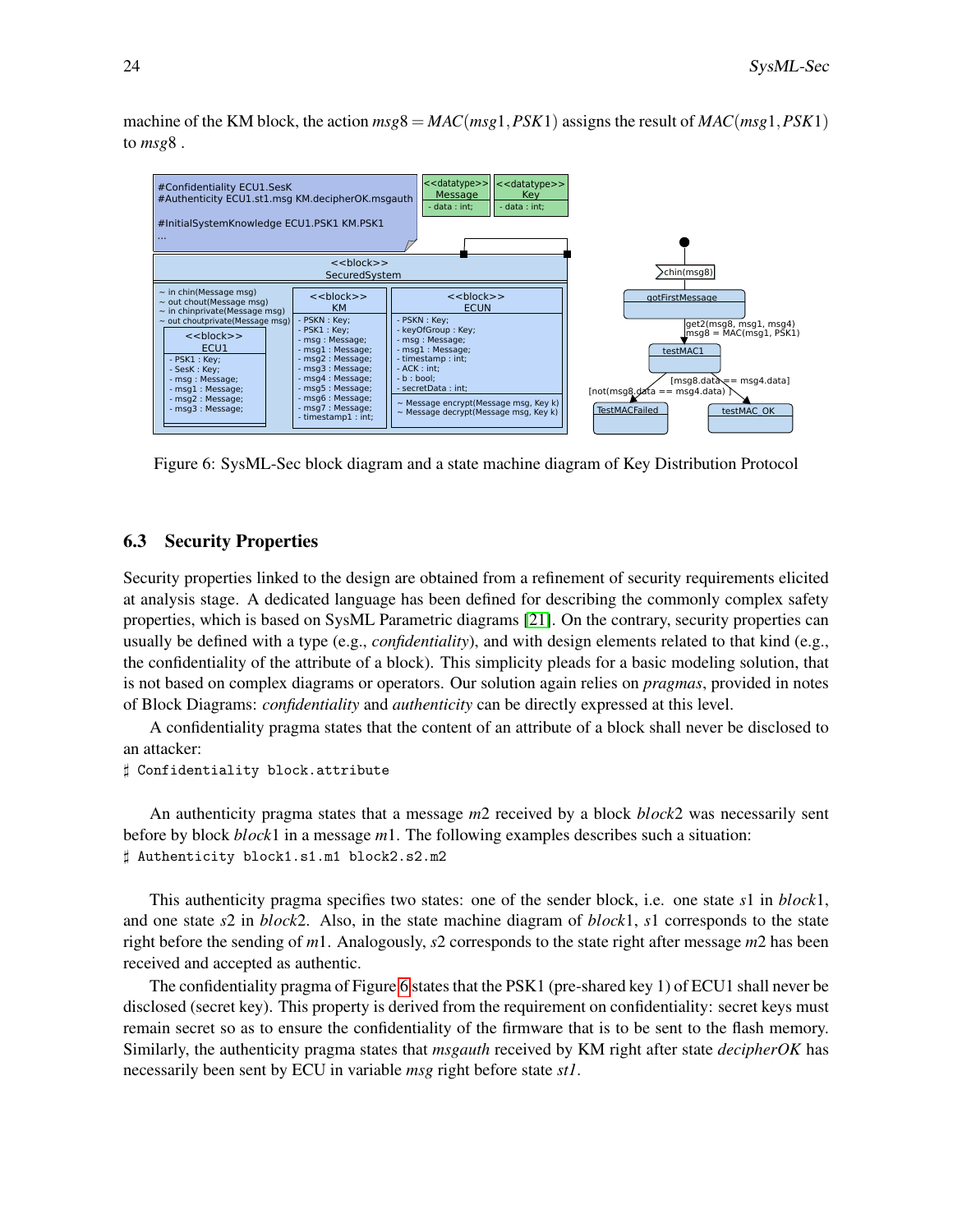machine of the KM block, the action $msg8 = MAC(msg1, PSK1)$ assigns the result of $MAC(msg1, PSK1)$ to $msg8$ .

Figure 6: SysML-Sec block diagram and a state machine diagram of Key Distribution Protocol

### 6.3 Security Properties

Security properties linked to the design are obtained from a refinement of security requirements elicited at analysis stage. A dedicated language has been defined for describing the commonly complex safety properties, which is based on SysML Parametric diagrams [21]. On the contrary, security properties can usually be defined with a type (e.g., *confidentiality*), and with design elements related to that kind (e.g., the confidentiality of the attribute of a block). This simplicity pleads for a basic modeling solution, that is not based on complex diagrams or operators. Our solution again relies on *pragmas*, provided in notes of Block Diagrams: *confidentiality* and *authenticity* can be directly expressed at this level.

A confidentiality pragma states that the content of an attribute of a block shall never be disclosed to an attacker:

```
♯ Confidentiality block.attribute
```

An authenticity pragma states that a message $m2$ received by a block $block2$ was necessarily sent before by block $block1$ in a message $m1$. The following examples describes such a situation:

```
♯ Authenticity block1.s1.m1 block2.s2.m2
```

This authenticity pragma specifies two states: one of the sender block, i.e. one state $s1$ in $block1$, and one state $s2$ in $block2$. Also, in the state machine diagram of $block1$, $s1$ corresponds to the state right before the sending of $m1$. Analogously, $s2$ corresponds to the state right after message $m2$ has been received and accepted as authentic.

The confidentiality pragma of Figure 6 states that the PSK1 (pre-shared key 1) of ECU1 shall never be disclosed (secret key). This property is derived from the requirement on confidentiality: secret keys must remain secret so as to ensure the confidentiality of the firmware that is to be sent to the flash memory. Similarly, the authenticity pragma states that *msgauth* received by KM right after state *decipherOK* has necessarily been sent by ECU in variable *msg* right before state *st1*.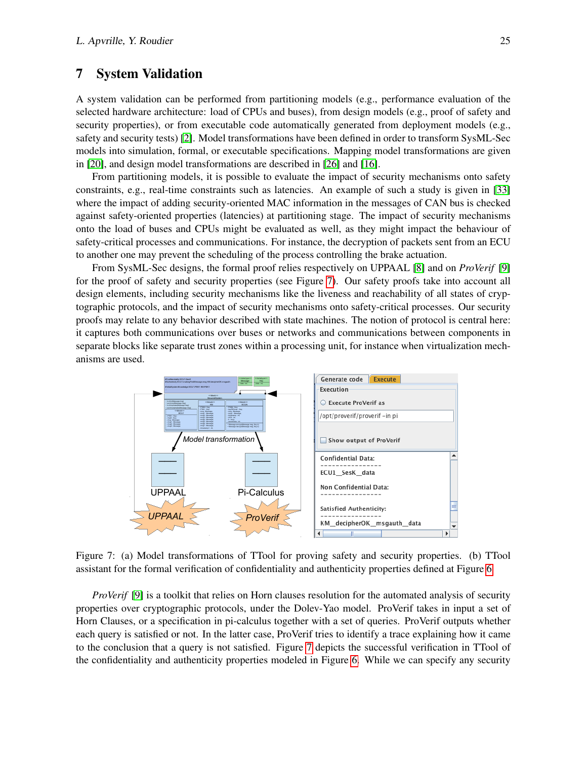# 7 System Validation

A system validation can be performed from partitioning models (e.g., performance evaluation of the selected hardware architecture: load of CPUs and buses), from design models (e.g., proof of safety and security properties), or from executable code automatically generated from deployment models (e.g., safety and security tests) [2]. Model transformations have been defined in order to transform SysML-Sec models into simulation, formal, or executable specifications. Mapping model transformations are given in [20], and design model transformations are described in [26] and [16].

From partitioning models, it is possible to evaluate the impact of security mechanisms onto safety constraints, e.g., real-time constraints such as latencies. An example of such a study is given in [33] where the impact of adding security-oriented MAC information in the messages of CAN bus is checked against safety-oriented properties (latencies) at partitioning stage. The impact of security mechanisms onto the load of buses and CPUs might be evaluated as well, as they might impact the behaviour of safety-critical processes and communications. For instance, the decryption of packets sent from an ECU to another one may prevent the scheduling of the process controlling the brake actuation.

From SysML-Sec designs, the formal proof relies respectively on UPPAAL [8] and on *ProVerif* [9] for the proof of safety and security properties (see Figure 7). Our safety proofs take into account all design elements, including security mechanisms like the liveness and reachability of all states of cryptographic protocols, and the impact of security mechanisms onto safety-critical processes. Our security proofs may relate to any behavior described with state machines. The notion of protocol is central here: it captures both communications over buses or networks and communications between components in separate blocks like separate trust zones within a processing unit, for instance when virtualization mechanisms are used.

Figure 7: (a) Model transformations of TTool for proving safety and security properties. (b) TTool assistant for the formal verification of confidentiality and authenticity properties defined at Figure 6

*ProVerif* [9] is a toolkit that relies on Horn clauses resolution for the automated analysis of security properties over cryptographic protocols, under the Dolev-Yao model. ProVerif takes in input a set of Horn Clauses, or a specification in pi-calculus together with a set of queries. ProVerif outputs whether each query is satisfied or not. In the latter case, ProVerif tries to identify a trace explaining how it came to the conclusion that a query is not satisfied. Figure 7 depicts the successful verification in TTool of the confidentiality and authenticity properties modeled in Figure 6. While we can specify any security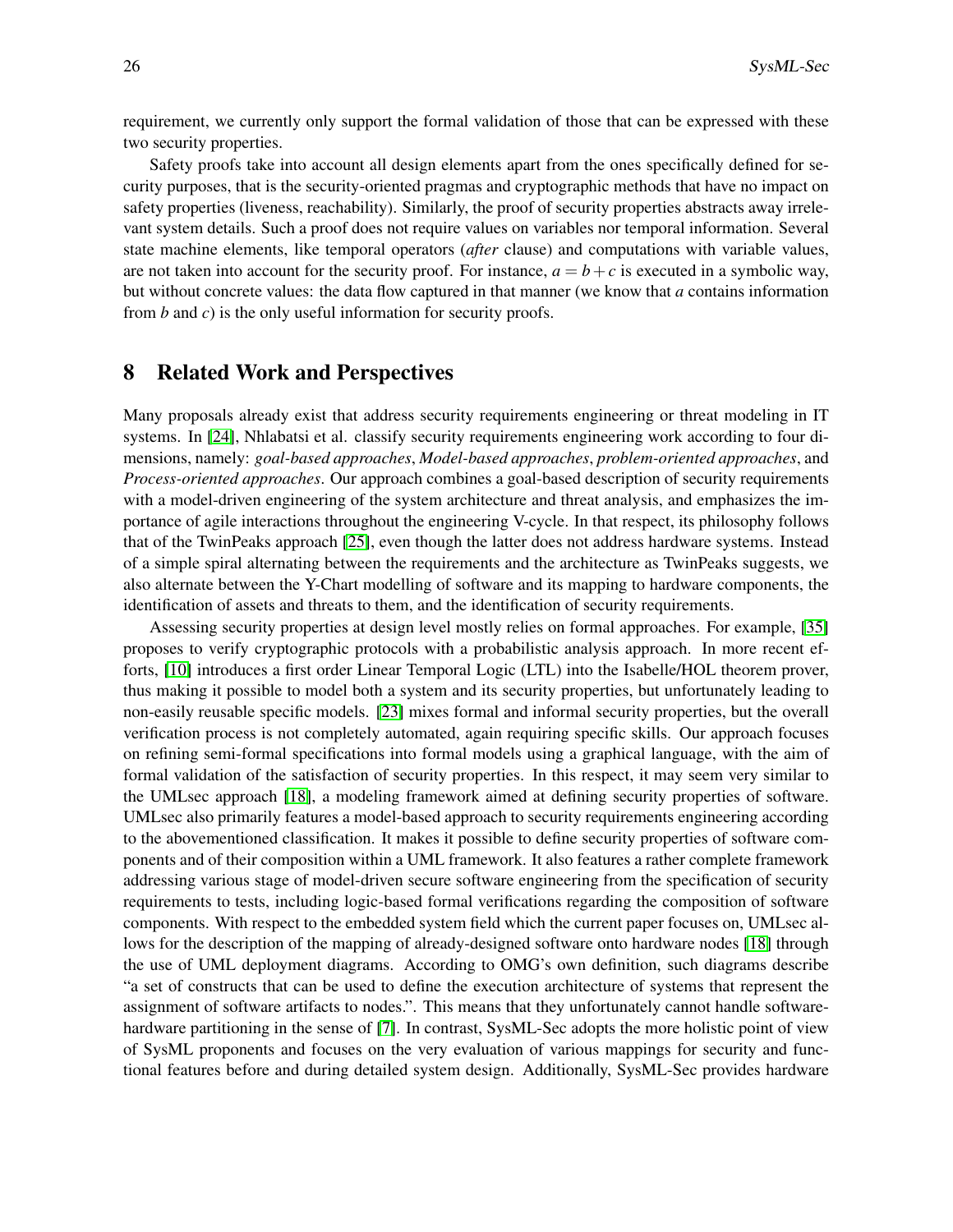requirement, we currently only support the formal validation of those that can be expressed with these two security properties.

Safety proofs take into account all design elements apart from the ones specifically defined for security purposes, that is the security-oriented pragmas and cryptographic methods that have no impact on safety properties (liveness, reachability). Similarly, the proof of security properties abstracts away irrelevant system details. Such a proof does not require values on variables nor temporal information. Several state machine elements, like temporal operators (*after* clause) and computations with variable values, are not taken into account for the security proof. For instance, $a = b + c$ is executed in a symbolic way, but without concrete values: the data flow captured in that manner (we know that $a$ contains information from $b$ and $c$) is the only useful information for security proofs.

## 8 Related Work and Perspectives

Many proposals already exist that address security requirements engineering or threat modeling in IT systems. In [24], Nhlabatsi et al. classify security requirements engineering work according to four dimensions, namely: *goal-based approaches*, *Model-based approaches*, *problem-oriented approaches*, and *Process-oriented approaches*. Our approach combines a goal-based description of security requirements with a model-driven engineering of the system architecture and threat analysis, and emphasizes the importance of agile interactions throughout the engineering V-cycle. In that respect, its philosophy follows that of the TwinPeaks approach [25], even though the latter does not address hardware systems. Instead of a simple spiral alternating between the requirements and the architecture as TwinPeaks suggests, we also alternate between the Y-Chart modelling of software and its mapping to hardware components, the identification of assets and threats to them, and the identification of security requirements.

Assessing security properties at design level mostly relies on formal approaches. For example, [35] proposes to verify cryptographic protocols with a probabilistic analysis approach. In more recent efforts, [10] introduces a first order Linear Temporal Logic (LTL) into the Isabelle/HOL theorem prover, thus making it possible to model both a system and its security properties, but unfortunately leading to non-easily reusable specific models. [23] mixes formal and informal security properties, but the overall verification process is not completely automated, again requiring specific skills. Our approach focuses on refining semi-formal specifications into formal models using a graphical language, with the aim of formal validation of the satisfaction of security properties. In this respect, it may seem very similar to the UMLsec approach [18], a modeling framework aimed at defining security properties of software. UMLsec also primarily features a model-based approach to security requirements engineering according to the abovementioned classification. It makes it possible to define security properties of software components and of their composition within a UML framework. It also features a rather complete framework addressing various stage of model-driven secure software engineering from the specification of security requirements to tests, including logic-based formal verifications regarding the composition of software components. With respect to the embedded system field which the current paper focuses on, UMLsec allows for the description of the mapping of already-designed software onto hardware nodes [18] through the use of UML deployment diagrams. According to OMG's own definition, such diagrams describe "a set of constructs that can be used to define the execution architecture of systems that represent the assignment of software artifacts to nodes.". This means that they unfortunately cannot handle software-hardware partitioning in the sense of [7]. In contrast, SysML-Sec adopts the more holistic point of view of SysML proponents and focuses on the very evaluation of various mappings for security and functional features before and during detailed system design. Additionally, SysML-Sec provides hardware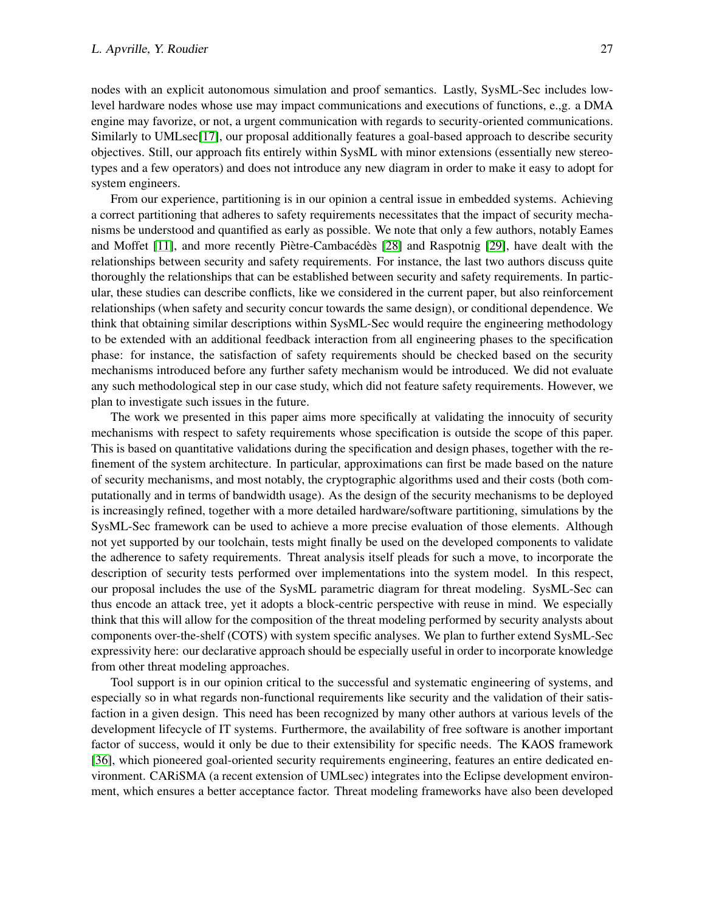nodes with an explicit autonomous simulation and proof semantics. Lastly, SysML-Sec includes low-level hardware nodes whose use may impact communications and executions of functions, e.,g. a DMA engine may favorize, or not, a urgent communication with regards to security-oriented communications. Similarly to UMLsec[17], our proposal additionally features a goal-based approach to describe security objectives. Still, our approach fits entirely within SysML with minor extensions (essentially new stereotypes and a few operators) and does not introduce any new diagram in order to make it easy to adopt for system engineers.

From our experience, partitioning is in our opinion a central issue in embedded systems. Achieving a correct partitioning that adheres to safety requirements necessitates that the impact of security mechanisms be understood and quantified as early as possible. We note that only a few authors, notably Eames and Moffet [11], and more recently Piètre-Cambacédès [28] and Raspotnig [29], have dealt with the relationships between security and safety requirements. For instance, the last two authors discuss quite thoroughly the relationships that can be established between security and safety requirements. In particular, these studies can describe conflicts, like we considered in the current paper, but also reinforcement relationships (when safety and security concur towards the same design), or conditional dependence. We think that obtaining similar descriptions within SysML-Sec would require the engineering methodology to be extended with an additional feedback interaction from all engineering phases to the specification phase: for instance, the satisfaction of safety requirements should be checked based on the security mechanisms introduced before any further safety mechanism would be introduced. We did not evaluate any such methodological step in our case study, which did not feature safety requirements. However, we plan to investigate such issues in the future.

The work we presented in this paper aims more specifically at validating the innocuity of security mechanisms with respect to safety requirements whose specification is outside the scope of this paper. This is based on quantitative validations during the specification and design phases, together with the refinement of the system architecture. In particular, approximations can first be made based on the nature of security mechanisms, and most notably, the cryptographic algorithms used and their costs (both computationally and in terms of bandwidth usage). As the design of the security mechanisms to be deployed is increasingly refined, together with a more detailed hardware/software partitioning, simulations by the SysML-Sec framework can be used to achieve a more precise evaluation of those elements. Although not yet supported by our toolchain, tests might finally be used on the developed components to validate the adherence to safety requirements. Threat analysis itself pleads for such a move, to incorporate the description of security tests performed over implementations into the system model. In this respect, our proposal includes the use of the SysML parametric diagram for threat modeling. SysML-Sec can thus encode an attack tree, yet it adopts a block-centric perspective with reuse in mind. We especially think that this will allow for the composition of the threat modeling performed by security analysts about components over-the-shelf (COTS) with system specific analyses. We plan to further extend SysML-Sec expressivity here: our declarative approach should be especially useful in order to incorporate knowledge from other threat modeling approaches.

Tool support is in our opinion critical to the successful and systematic engineering of systems, and especially so in what regards non-functional requirements like security and the validation of their satisfaction in a given design. This need has been recognized by many other authors at various levels of the development lifecycle of IT systems. Furthermore, the availability of free software is another important factor of success, would it only be due to their extensibility for specific needs. The KAOS framework [36], which pioneered goal-oriented security requirements engineering, features an entire dedicated environment. CARiSMA (a recent extension of UMLsec) integrates into the Eclipse development environment, which ensures a better acceptance factor. Threat modeling frameworks have also been developed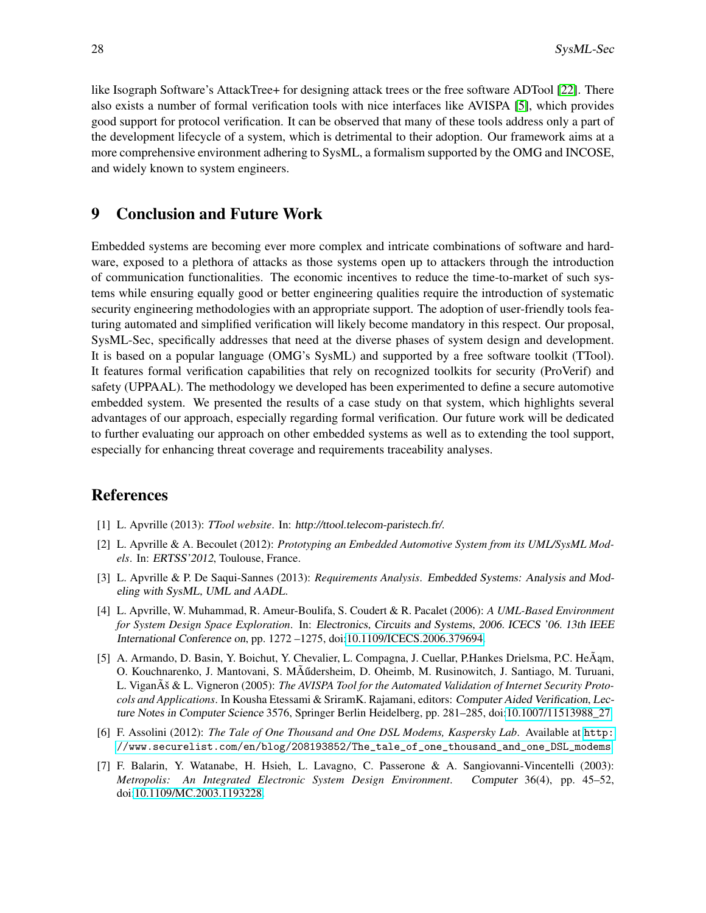like Isograph Software's AttackTree+ for designing attack trees or the free software ADTool [22]. There also exists a number of formal verification tools with nice interfaces like AVISPA [5], which provides good support for protocol verification. It can be observed that many of these tools address only a part of the development lifecycle of a system, which is detrimental to their adoption. Our framework aims at a more comprehensive environment adhering to SysML, a formalism supported by the OMG and INCOSE, and widely known to system engineers.

## 9 Conclusion and Future Work

Embedded systems are becoming ever more complex and intricate combinations of software and hardware, exposed to a plethora of attacks as those systems open up to attackers through the introduction of communication functionalities. The economic incentives to reduce the time-to-market of such systems while ensuring equally good or better engineering qualities require the introduction of systematic security engineering methodologies with an appropriate support. The adoption of user-friendly tools featuring automated and simplified verification will likely become mandatory in this respect. Our proposal, SysML-Sec, specifically addresses that need at the diverse phases of system design and development. It is based on a popular language (OMG's SysML) and supported by a free software toolkit (TTool). It features formal verification capabilities that rely on recognized toolkits for security (ProVerif) and safety (UPPAAL). The methodology we developed has been experimented to define a secure automotive embedded system. We presented the results of a case study on that system, which highlights several advantages of our approach, especially regarding formal verification. Our future work will be dedicated to further evaluating our approach on other embedded systems as well as to extending the tool support, especially for enhancing threat coverage and requirements traceability analyses.

## References

[1] L. Apvrille (2013): *TTool website*. In: http://ttool.telecom-paristech.fr/.

[2] L. Apvrille & A. Becoulet (2012): *Prototyping an Embedded Automotive System from its UML/SysML Models*. In: ERTSS'2012, Toulouse, France.

[3] L. Apvrille & P. De Saqui-Sannes (2013): *Requirements Analysis*. Embedded Systems: Analysis and Modeling with SysML, UML and AADL.

[4] L. Apvrille, W. Muhammad, R. Ameur-Boulifa, S. Coudert & R. Pacalet (2006): *A UML-Based Environment for System Design Space Exploration*. In: Electronics, Circuits and Systems, 2006. ICECS '06. 13th IEEE International Conference on, pp. 1272 –1275, doi:10.1109/ICECS.2006.379694.

[5] A. Armando, D. Basin, Y. Boichut, Y. Chevalier, L. Compagna, J. Cuellar, P.Hankes Drielsma, P.C. HeÃąm, O. Kouchnarenko, J. Mantovani, S. MÃűdersheim, D. Oheimb, M. Rusinowitch, J. Santiago, M. Turuani, L. ViganÃš & L. Vigneron (2005): *The AVISPA Tool for the Automated Validation of Internet Security Protocols and Applications*. In Kousha Etessami & SriramK. Rajamani, editors: Computer Aided Verification, Lecture Notes in Computer Science 3576, Springer Berlin Heidelberg, pp. 281–285, doi:10.1007/11513988_27.

[6] F. Assolini (2012): *The Tale of One Thousand and One DSL Modems, Kaspersky Lab*. Available at http://www.securelist.com/en/blog/208193852/The_tale_of_one_thousand_and_one_DSL_modems.

[7] F. Balarin, Y. Watanabe, H. Hsieh, L. Lavagno, C. Passerone & A. Sangiovanni-Vincentelli (2003): *Metropolis: An Integrated Electronic System Design Environment*. Computer 36(4), pp. 45–52, doi:10.1109/MC.2003.1193228.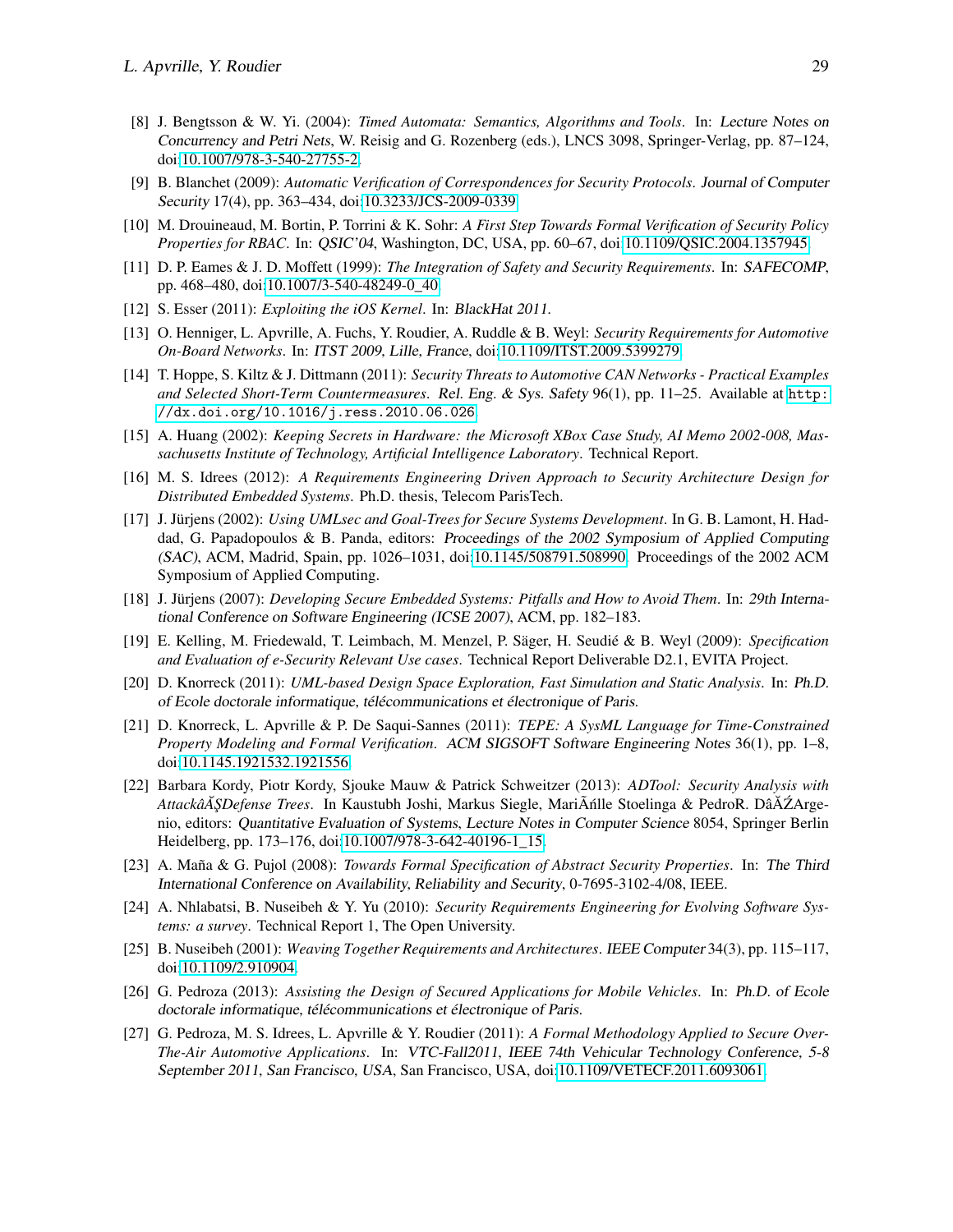[8] J. Bengtsson & W. Yi. (2004): *Timed Automata: Semantics, Algorithms and Tools*. In: Lecture Notes on Concurrency and Petri Nets, W. Reisig and G. Rozenberg (eds.), LNCS 3098, Springer-Verlag, pp. 87–124, doi:10.1007/978-3-540-27755-2.

[9] B. Blanchet (2009): *Automatic Verification of Correspondences for Security Protocols*. Journal of Computer Security 17(4), pp. 363–434, doi:10.3233/JCS-2009-0339.

[10] M. Drouineaud, M. Bortin, P. Torrini & K. Sohr: *A First Step Towards Formal Verification of Security Policy Properties for RBAC*. In: QSIC'04, Washington, DC, USA, pp. 60–67, doi:10.1109/QSIC.2004.1357945.

[11] D. P. Eames & J. D. Moffett (1999): *The Integration of Safety and Security Requirements*. In: SAFECOMP, pp. 468–480, doi:10.1007/3-540-48249-0_40.

[12] S. Esser (2011): *Exploiting the iOS Kernel*. In: BlackHat 2011.

[13] O. Henniger, L. Apvrille, A. Fuchs, Y. Roudier, A. Ruddle & B. Weyl: *Security Requirements for Automotive On-Board Networks*. In: ITST 2009, Lille, France, doi:10.1109/ITST.2009.5399279.

[14] T. Hoppe, S. Kiltz & J. Dittmann (2011): *Security Threats to Automotive CAN Networks - Practical Examples and Selected Short-Term Countermeasures*. Rel. Eng. & Sys. Safety 96(1), pp. 11–25. Available at `http://dx.doi.org/10.1016/j.ress.2010.06.026`.

[15] A. Huang (2002): *Keeping Secrets in Hardware: the Microsoft XBox Case Study, AI Memo 2002-008, Massachusetts Institute of Technology, Artificial Intelligence Laboratory*. Technical Report.

[16] M. S. Idrees (2012): *A Requirements Engineering Driven Approach to Security Architecture Design for Distributed Embedded Systems*. Ph.D. thesis, Telecom ParisTech.

[17] J. Jürjens (2002): *Using UMLsec and Goal-Trees for Secure Systems Development*. In G. B. Lamont, H. Haddad, G. Papadopoulos & B. Panda, editors: Proceedings of the 2002 Symposium of Applied Computing (SAC), ACM, Madrid, Spain, pp. 1026–1031, doi:10.1145/508791.508990. Proceedings of the 2002 ACM Symposium of Applied Computing.

[18] J. Jürjens (2007): *Developing Secure Embedded Systems: Pitfalls and How to Avoid Them*. In: 29th International Conference on Software Engineering (ICSE 2007), ACM, pp. 182–183.

[19] E. Kelling, M. Friedewald, T. Leimbach, M. Menzel, P. Säger, H. Seudié & B. Weyl (2009): *Specification and Evaluation of e-Security Relevant Use cases*. Technical Report Deliverable D2.1, EVITA Project.

[20] D. Knorreck (2011): *UML-based Design Space Exploration, Fast Simulation and Static Analysis*. In: Ph.D. of Ecole doctorale informatique, télécommunications et électronique of Paris.

[21] D. Knorreck, L. Apvrille & P. De Saqui-Sannes (2011): *TEPE: A SysML Language for Time-Constrained Property Modeling and Formal Verification*. ACM SIGSOFT Software Engineering Notes 36(1), pp. 1–8, doi:10.1145.1921532.1921556.

[22] Barbara Kordy, Piotr Kordy, Sjouke Mauw & Patrick Schweitzer (2013): *ADTool: Security Analysis with AttackâĂŞDefense Trees*. In Kaustubh Joshi, Markus Siegle, MariÃńlle Stoelinga & PedroR. DâĂŹArgenio, editors: Quantitative Evaluation of Systems, Lecture Notes in Computer Science 8054, Springer Berlin Heidelberg, pp. 173–176, doi:10.1007/978-3-642-40196-1_15.

[23] A. Maña & G. Pujol (2008): *Towards Formal Specification of Abstract Security Properties*. In: The Third International Conference on Availability, Reliability and Security, 0-7695-3102-4/08, IEEE.

[24] A. Nhlabatsi, B. Nuseibeh & Y. Yu (2010): *Security Requirements Engineering for Evolving Software Systems: a survey*. Technical Report 1, The Open University.

[25] B. Nuseibeh (2001): *Weaving Together Requirements and Architectures*. IEEE Computer 34(3), pp. 115–117, doi:10.1109/2.910904.

[26] G. Pedroza (2013): *Assisting the Design of Secured Applications for Mobile Vehicles*. In: Ph.D. of Ecole doctorale informatique, télécommunications et électronique of Paris.

[27] G. Pedroza, M. S. Idrees, L. Apvrille & Y. Roudier (2011): *A Formal Methodology Applied to Secure Over-The-Air Automotive Applications*. In: VTC-Fall2011, IEEE 74th Vehicular Technology Conference, 5-8 September 2011, San Francisco, USA, San Francisco, USA, doi:10.1109/VETECF.2011.6093061.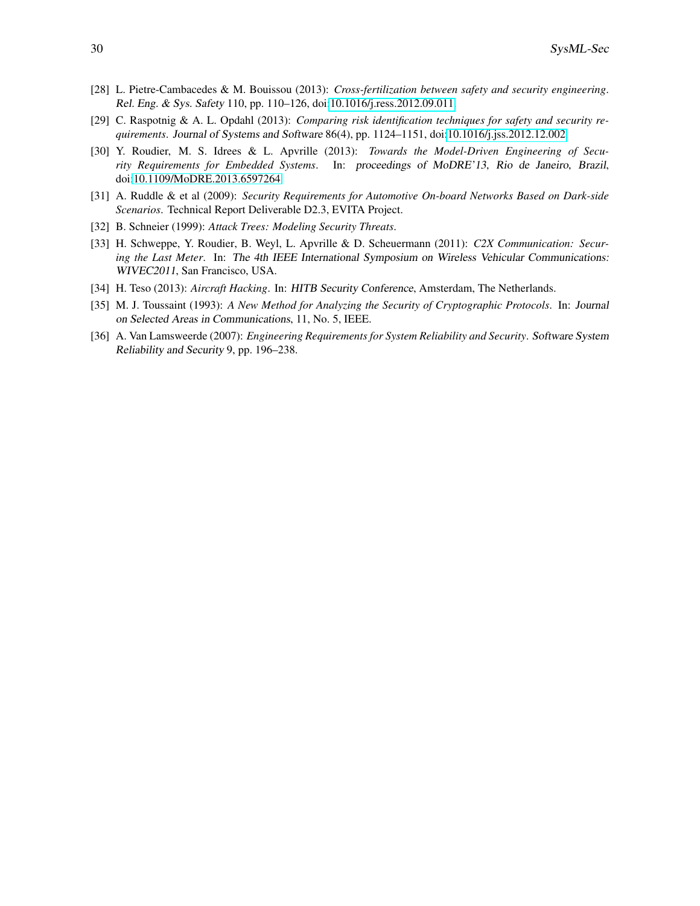[28] L. Pietre-Cambacedes & M. Bouissou (2013): *Cross-fertilization between safety and security engineering*. Rel. Eng. & Sys. Safety 110, pp. 110–126, doi:10.1016/j.ress.2012.09.011.

[29] C. Raspotnig & A. L. Opdahl (2013): *Comparing risk identification techniques for safety and security requirements*. Journal of Systems and Software 86(4), pp. 1124–1151, doi:10.1016/j.jss.2012.12.002.

[30] Y. Roudier, M. S. Idrees & L. Apvrille (2013): *Towards the Model-Driven Engineering of Security Requirements for Embedded Systems*. In: proceedings of MoDRE'13, Rio de Janeiro, Brazil, doi:10.1109/MoDRE.2013.6597264.

[31] A. Ruddle & et al (2009): *Security Requirements for Automotive On-board Networks Based on Dark-side Scenarios*. Technical Report Deliverable D2.3, EVITA Project.

[32] B. Schneier (1999): *Attack Trees: Modeling Security Threats*.

[33] H. Schweppe, Y. Roudier, B. Weyl, L. Apvrille & D. Scheuermann (2011): *C2X Communication: Securing the Last Meter*. In: The 4th IEEE International Symposium on Wireless Vehicular Communications: WIVEC2011, San Francisco, USA.

[34] H. Teso (2013): *Aircraft Hacking*. In: HITB Security Conference, Amsterdam, The Netherlands.

[35] M. J. Toussaint (1993): *A New Method for Analyzing the Security of Cryptographic Protocols*. In: Journal on Selected Areas in Communications, 11, No. 5, IEEE.

[36] A. Van Lamsweerde (2007): *Engineering Requirements for System Reliability and Security*. Software System Reliability and Security 9, pp. 196–238.